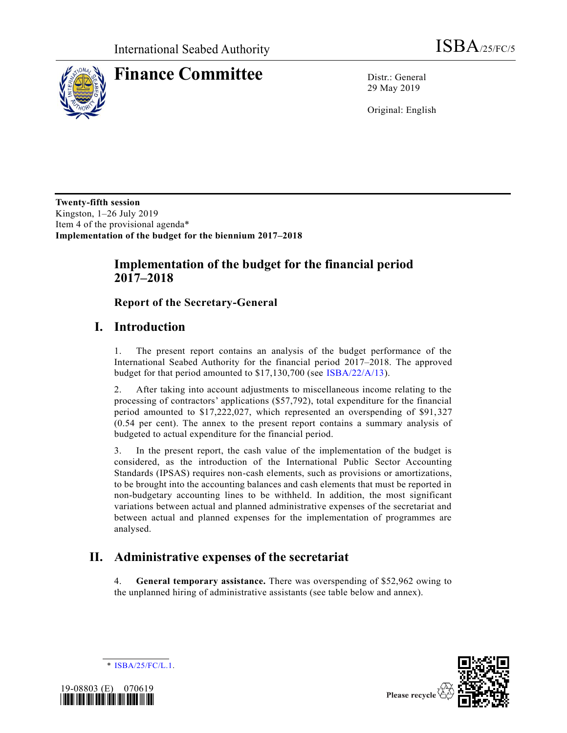International Seabed Authority

ISBA/25/FC/5

# Finance Committee

Distr.: General
29 May 2019

Original: English

**Twenty-fifth session**
Kingston, 1–26 July 2019
Item 4 of the provisional agenda*
**Implementation of the budget for the biennium 2017–2018**

## Implementation of the budget for the financial period 2017–2018

### Report of the Secretary-General

## I. Introduction

1. The present report contains an analysis of the budget performance of the International Seabed Authority for the financial period 2017–2018. The approved budget for that period amounted to $17,130,700 (see ISBA/22/A/13).

2. After taking into account adjustments to miscellaneous income relating to the processing of contractors' applications ($57,792), total expenditure for the financial period amounted to $17,222,027, which represented an overspending of $91,327 (0.54 per cent). The annex to the present report contains a summary analysis of budgeted to actual expenditure for the financial period.

3. In the present report, the cash value of the implementation of the budget is considered, as the introduction of the International Public Sector Accounting Standards (IPSAS) requires non-cash elements, such as provisions or amortizations, to be brought into the accounting balances and cash elements that must be reported in non-budgetary accounting lines to be withheld. In addition, the most significant variations between actual and planned administrative expenses of the secretariat and between actual and planned expenses for the implementation of programmes are analysed.

## II. Administrative expenses of the secretariat

4. **General temporary assistance.** There was overspending of $52,962 owing to the unplanned hiring of administrative assistants (see table below and annex).

* ISBA/25/FC/L.1.

19-08803 (E) 070619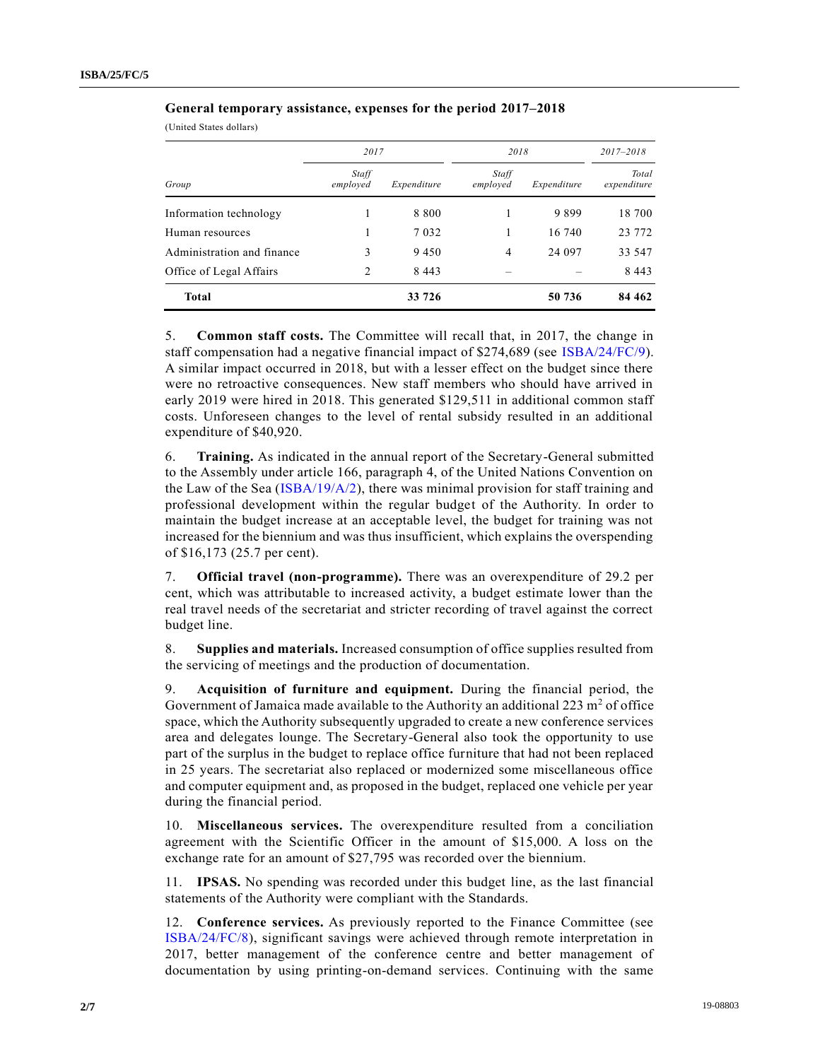**General temporary assistance, expenses for the period 2017–2018**

(United States dollars)

| Group | 2017 | | 2018 | | 2017–2018 |
|---|---|---|---|---|---|
| | *Staff employed* | *Expenditure* | *Staff employed* | *Expenditure* | *Total expenditure* |
| Information technology | 1 | 8 800 | 1 | 9 899 | 18 700 |
| Human resources | 1 | 7 032 | 1 | 16 740 | 23 772 |
| Administration and finance | 3 | 9 450 | 4 | 24 097 | 33 547 |
| Office of Legal Affairs | 2 | 8 443 | – | – | 8 443 |
| **Total** | | **33 726** | | **50 736** | **84 462** |

5. **Common staff costs.** The Committee will recall that, in 2017, the change in staff compensation had a negative financial impact of $274,689 (see ISBA/24/FC/9). A similar impact occurred in 2018, but with a lesser effect on the budget since there were no retroactive consequences. New staff members who should have arrived in early 2019 were hired in 2018. This generated $129,511 in additional common staff costs. Unforeseen changes to the level of rental subsidy resulted in an additional expenditure of $40,920.

6. **Training.** As indicated in the annual report of the Secretary-General submitted to the Assembly under article 166, paragraph 4, of the United Nations Convention on the Law of the Sea (ISBA/19/A/2), there was minimal provision for staff training and professional development within the regular budget of the Authority. In order to maintain the budget increase at an acceptable level, the budget for training was not increased for the biennium and was thus insufficient, which explains the overspending of $16,173 (25.7 per cent).

7. **Official travel (non-programme).** There was an overexpenditure of 29.2 per cent, which was attributable to increased activity, a budget estimate lower than the real travel needs of the secretariat and stricter recording of travel against the correct budget line.

8. **Supplies and materials.** Increased consumption of office supplies resulted from the servicing of meetings and the production of documentation.

9. **Acquisition of furniture and equipment.** During the financial period, the Government of Jamaica made available to the Authority an additional 223 $m^2$ of office space, which the Authority subsequently upgraded to create a new conference services area and delegates lounge. The Secretary-General also took the opportunity to use part of the surplus in the budget to replace office furniture that had not been replaced in 25 years. The secretariat also replaced or modernized some miscellaneous office and computer equipment and, as proposed in the budget, replaced one vehicle per year during the financial period.

10. **Miscellaneous services.** The overexpenditure resulted from a conciliation agreement with the Scientific Officer in the amount of $15,000. A loss on the exchange rate for an amount of $27,795 was recorded over the biennium.

11. **IPSAS.** No spending was recorded under this budget line, as the last financial statements of the Authority were compliant with the Standards.

12. **Conference services.** As previously reported to the Finance Committee (see ISBA/24/FC/8), significant savings were achieved through remote interpretation in 2017, better management of the conference centre and better management of documentation by using printing-on-demand services. Continuing with the same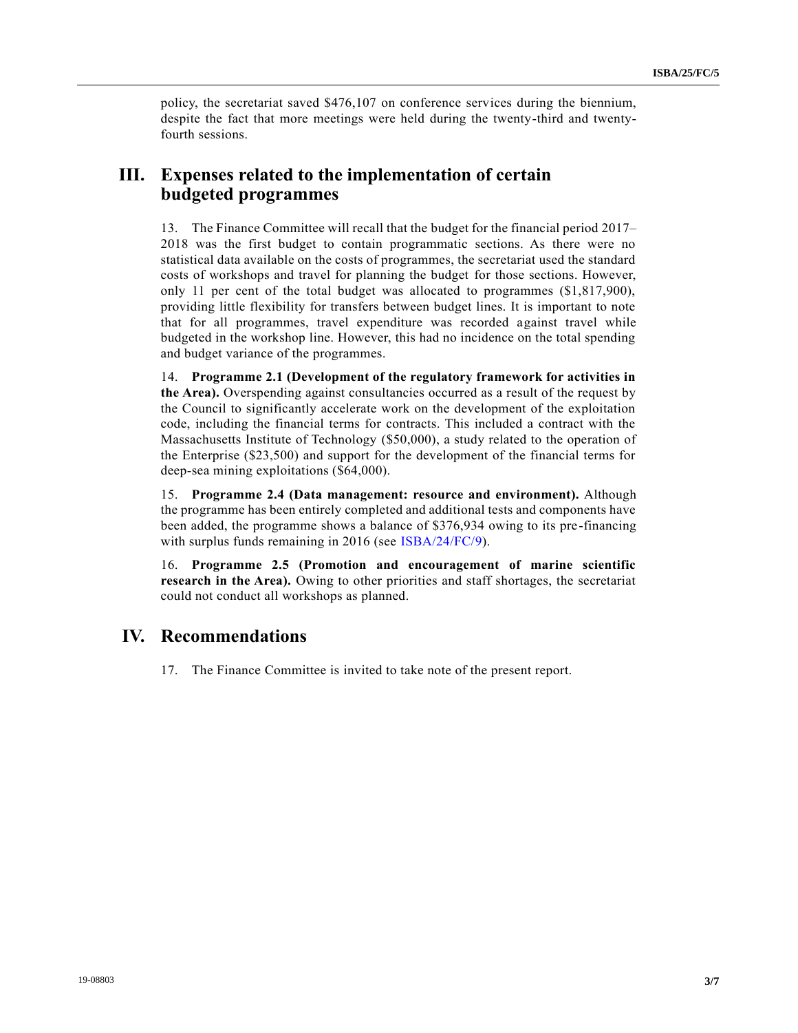policy, the secretariat saved $476,107 on conference services during the biennium, despite the fact that more meetings were held during the twenty-third and twenty-fourth sessions.

## III. Expenses related to the implementation of certain budgeted programmes

13. The Finance Committee will recall that the budget for the financial period 2017–2018 was the first budget to contain programmatic sections. As there were no statistical data available on the costs of programmes, the secretariat used the standard costs of workshops and travel for planning the budget for those sections. However, only 11 per cent of the total budget was allocated to programmes ($1,817,900), providing little flexibility for transfers between budget lines. It is important to note that for all programmes, travel expenditure was recorded against travel while budgeted in the workshop line. However, this had no incidence on the total spending and budget variance of the programmes.

14. **Programme 2.1 (Development of the regulatory framework for activities in the Area).** Overspending against consultancies occurred as a result of the request by the Council to significantly accelerate work on the development of the exploitation code, including the financial terms for contracts. This included a contract with the Massachusetts Institute of Technology ($50,000), a study related to the operation of the Enterprise ($23,500) and support for the development of the financial terms for deep-sea mining exploitations ($64,000).

15. **Programme 2.4 (Data management: resource and environment).** Although the programme has been entirely completed and additional tests and components have been added, the programme shows a balance of $376,934 owing to its pre-financing with surplus funds remaining in 2016 (see ISBA/24/FC/9).

16. **Programme 2.5 (Promotion and encouragement of marine scientific research in the Area).** Owing to other priorities and staff shortages, the secretariat could not conduct all workshops as planned.

## IV. Recommendations

17. The Finance Committee is invited to take note of the present report.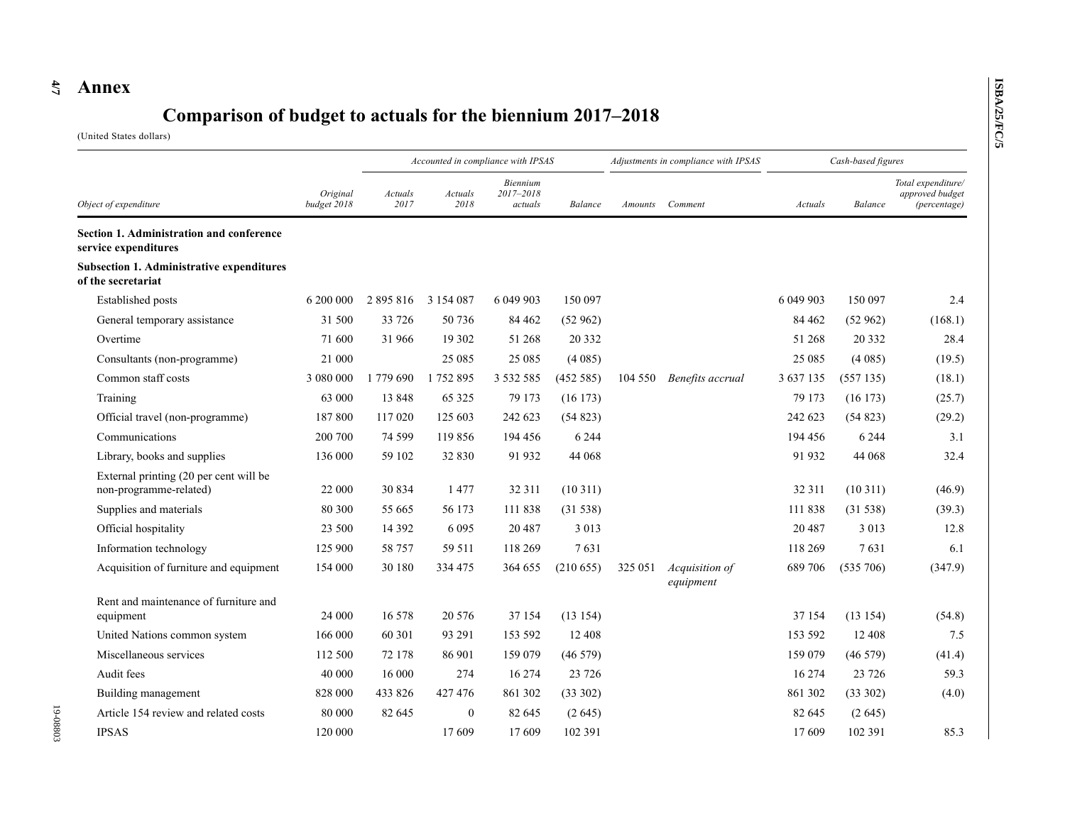# Annex

## Comparison of budget to actuals for the biennium 2017–2018

(United States dollars)

| Object of expenditure | Original budget 2018 | Accounted in compliance with IPSAS: Actuals 2017 | Actuals 2018 | Biennium 2017–2018 actuals | Balance | Adjustments in compliance with IPSAS: Amounts | Comment | Cash-based figures: Actuals | Balance | Total expenditure/ approved budget (percentage) |
|---|---|---|---|---|---|---|---|---|---|---|
| **Section 1. Administration and conference service expenditures** | | | | | | | | | | |
| **Subsection 1. Administrative expenditures of the secretariat** | | | | | | | | | | |
| Established posts | 6 200 000 | 2 895 816 | 3 154 087 | 6 049 903 | 150 097 | | | 6 049 903 | 150 097 | 2.4 |
| General temporary assistance | 31 500 | 33 726 | 50 736 | 84 462 | (52 962) | | | 84 462 | (52 962) | (168.1) |
| Overtime | 71 600 | 31 966 | 19 302 | 51 268 | 20 332 | | | 51 268 | 20 332 | 28.4 |
| Consultants (non-programme) | 21 000 | | 25 085 | 25 085 | (4 085) | | | 25 085 | (4 085) | (19.5) |
| Common staff costs | 3 080 000 | 1 779 690 | 1 752 895 | 3 532 585 | (452 585) | 104 550 | *Benefits accrual* | 3 637 135 | (557 135) | (18.1) |
| Training | 63 000 | 13 848 | 65 325 | 79 173 | (16 173) | | | 79 173 | (16 173) | (25.7) |
| Official travel (non-programme) | 187 800 | 117 020 | 125 603 | 242 623 | (54 823) | | | 242 623 | (54 823) | (29.2) |
| Communications | 200 700 | 74 599 | 119 856 | 194 456 | 6 244 | | | 194 456 | 6 244 | 3.1 |
| Library, books and supplies | 136 000 | 59 102 | 32 830 | 91 932 | 44 068 | | | 91 932 | 44 068 | 32.4 |
| External printing (20 per cent will be non-programme-related) | 22 000 | 30 834 | 1 477 | 32 311 | (10 311) | | | 32 311 | (10 311) | (46.9) |
| Supplies and materials | 80 300 | 55 665 | 56 173 | 111 838 | (31 538) | | | 111 838 | (31 538) | (39.3) |
| Official hospitality | 23 500 | 14 392 | 6 095 | 20 487 | 3 013 | | | 20 487 | 3 013 | 12.8 |
| Information technology | 125 900 | 58 757 | 59 511 | 118 269 | 7 631 | | | 118 269 | 7 631 | 6.1 |
| Acquisition of furniture and equipment | 154 000 | 30 180 | 334 475 | 364 655 | (210 655) | 325 051 | *Acquisition of equipment* | 689 706 | (535 706) | (347.9) |
| Rent and maintenance of furniture and equipment | 24 000 | 16 578 | 20 576 | 37 154 | (13 154) | | | 37 154 | (13 154) | (54.8) |
| United Nations common system | 166 000 | 60 301 | 93 291 | 153 592 | 12 408 | | | 153 592 | 12 408 | 7.5 |
| Miscellaneous services | 112 500 | 72 178 | 86 901 | 159 079 | (46 579) | | | 159 079 | (46 579) | (41.4) |
| Audit fees | 40 000 | 16 000 | 274 | 16 274 | 23 726 | | | 16 274 | 23 726 | 59.3 |
| Building management | 828 000 | 433 826 | 427 476 | 861 302 | (33 302) | | | 861 302 | (33 302) | (4.0) |
| Article 154 review and related costs | 80 000 | 82 645 | 0 | 82 645 | (2 645) | | | 82 645 | (2 645) | |
| IPSAS | 120 000 | | 17 609 | 17 609 | 102 391 | | | 17 609 | 102 391 | 85.3 |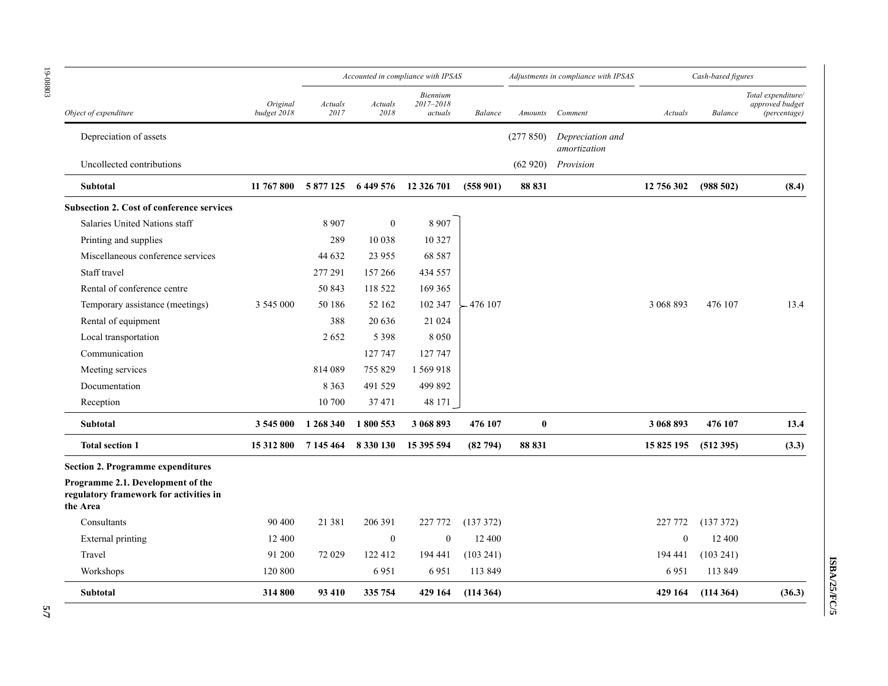| Object of expenditure | Original budget 2018 | Accounted in compliance with IPSAS: Actuals 2017 | Actuals 2018 | Biennium 2017–2018 actuals | Balance | Adjustments in compliance with IPSAS: Amounts | Comment | Cash-based figures: Actuals | Balance | Total expenditure/ approved budget (percentage) |
|---|---|---|---|---|---|---|---|---|---|---|
| Depreciation of assets | | | | | | (277 850) | *Depreciation and amortization* | | | |
| Uncollected contributions | | | | | | (62 920) | *Provision* | | | |
| **Subtotal** | **11 767 800** | **5 877 125** | **6 449 576** | **12 326 701** | **(558 901)** | **88 831** | | **12 756 302** | **(988 502)** | **(8.4)** |
| **Subsection 2. Cost of conference services** | | | | | | | | | | |
| Salaries United Nations staff | | 8 907 | 0 | 8 907 | | | | | | |
| Printing and supplies | | 289 | 10 038 | 10 327 | | | | | | |
| Miscellaneous conference services | | 44 632 | 23 955 | 68 587 | | | | | | |
| Staff travel | | 277 291 | 157 266 | 434 557 | | | | | | |
| Rental of conference centre | | 50 843 | 118 522 | 169 365 | | | | | | |
| Temporary assistance (meetings) | 3 545 000 | 50 186 | 52 162 | 102 347 | 476 107 | | | 3 068 893 | 476 107 | 13.4 |
| Rental of equipment | | 388 | 20 636 | 21 024 | | | | | | |
| Local transportation | | 2 652 | 5 398 | 8 050 | | | | | | |
| Communication | | | 127 747 | 127 747 | | | | | | |
| Meeting services | | 814 089 | 755 829 | 1 569 918 | | | | | | |
| Documentation | | 8 363 | 491 529 | 499 892 | | | | | | |
| Reception | | 10 700 | 37 471 | 48 171 | | | | | | |
| **Subtotal** | **3 545 000** | **1 268 340** | **1 800 553** | **3 068 893** | **476 107** | **0** | | **3 068 893** | **476 107** | **13.4** |
| **Total section 1** | **15 312 800** | **7 145 464** | **8 330 130** | **15 395 594** | **(82 794)** | **88 831** | | **15 825 195** | **(512 395)** | **(3.3)** |
| **Section 2. Programme expenditures** | | | | | | | | | | |
| **Programme 2.1. Development of the regulatory framework for activities in the Area** | | | | | | | | | | |
| Consultants | 90 400 | 21 381 | 206 391 | 227 772 | (137 372) | | | 227 772 | (137 372) | |
| External printing | 12 400 | | 0 | 0 | 12 400 | | | 0 | 12 400 | |
| Travel | 91 200 | 72 029 | 122 412 | 194 441 | (103 241) | | | 194 441 | (103 241) | |
| Workshops | 120 800 | | 6 951 | 6 951 | 113 849 | | | 6 951 | 113 849 | |
| **Subtotal** | **314 800** | **93 410** | **335 754** | **429 164** | **(114 364)** | | | **429 164** | **(114 364)** | **(36.3)** |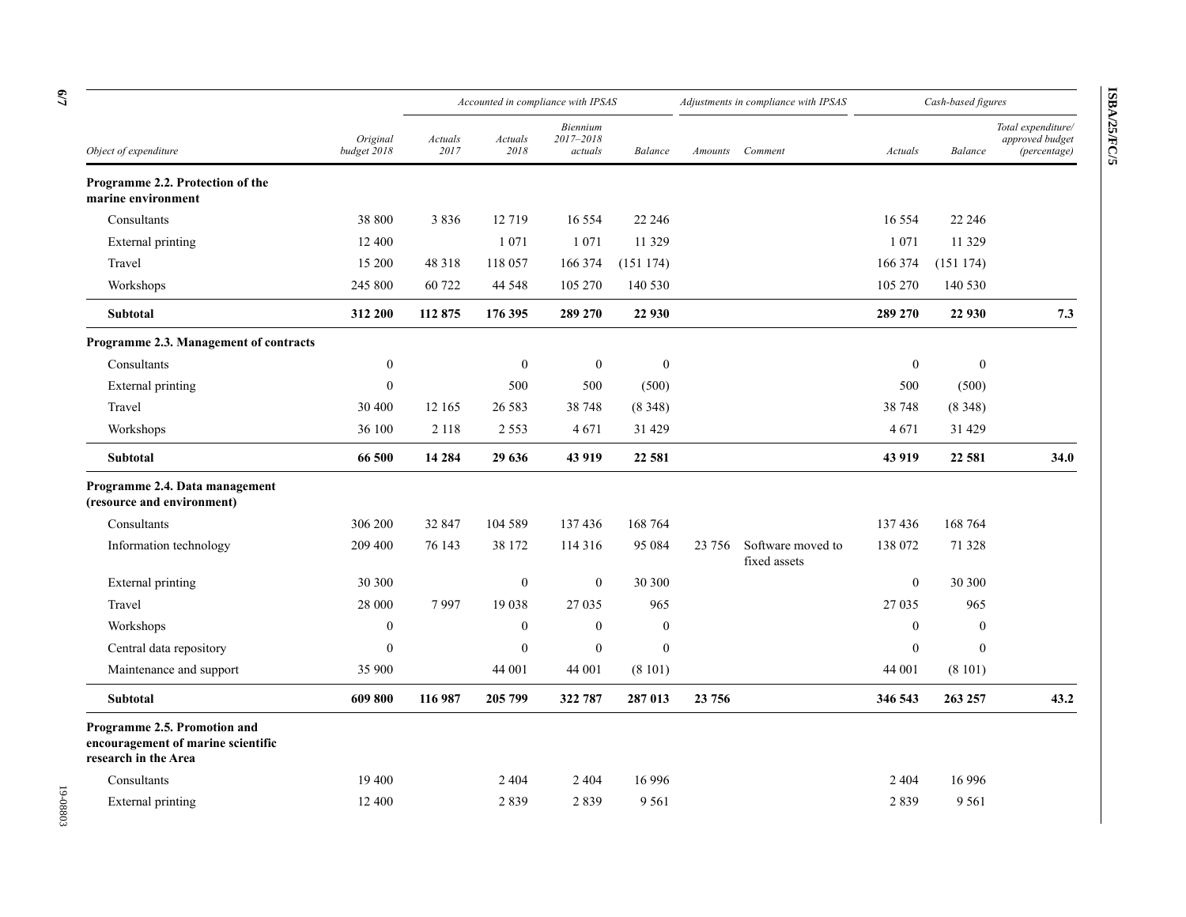| Object of expenditure | Original budget 2018 | Accounted in compliance with IPSAS | | | | Adjustments in compliance with IPSAS | | Cash-based figures | | |
|---|---|---|---|---|---|---|---|---|---|---|
| | | *Actuals 2017* | *Actuals 2018* | *Biennium 2017–2018 actuals* | *Balance* | *Amounts* | *Comment* | *Actuals* | *Balance* | *Total expenditure/ approved budget (percentage)* |
| **Programme 2.2. Protection of the marine environment** | | | | | | | | | | |
| Consultants | 38 800 | 3 836 | 12 719 | 16 554 | 22 246 | | | 16 554 | 22 246 | |
| External printing | 12 400 | | 1 071 | 1 071 | 11 329 | | | 1 071 | 11 329 | |
| Travel | 15 200 | 48 318 | 118 057 | 166 374 | (151 174) | | | 166 374 | (151 174) | |
| Workshops | 245 800 | 60 722 | 44 548 | 105 270 | 140 530 | | | 105 270 | 140 530 | |
| **Subtotal** | **312 200** | **112 875** | **176 395** | **289 270** | **22 930** | | | **289 270** | **22 930** | **7.3** |
| **Programme 2.3. Management of contracts** | | | | | | | | | | |
| Consultants | 0 | | 0 | 0 | 0 | | | 0 | 0 | |
| External printing | 0 | | 500 | 500 | (500) | | | 500 | (500) | |
| Travel | 30 400 | 12 165 | 26 583 | 38 748 | (8 348) | | | 38 748 | (8 348) | |
| Workshops | 36 100 | 2 118 | 2 553 | 4 671 | 31 429 | | | 4 671 | 31 429 | |
| **Subtotal** | **66 500** | **14 284** | **29 636** | **43 919** | **22 581** | | | **43 919** | **22 581** | **34.0** |
| **Programme 2.4. Data management (resource and environment)** | | | | | | | | | | |
| Consultants | 306 200 | 32 847 | 104 589 | 137 436 | 168 764 | | | 137 436 | 168 764 | |
| Information technology | 209 400 | 76 143 | 38 172 | 114 316 | 95 084 | 23 756 | Software moved to fixed assets | 138 072 | 71 328 | |
| External printing | 30 300 | | 0 | 0 | 30 300 | | | 0 | 30 300 | |
| Travel | 28 000 | 7 997 | 19 038 | 27 035 | 965 | | | 27 035 | 965 | |
| Workshops | 0 | | 0 | 0 | 0 | | | 0 | 0 | |
| Central data repository | 0 | | 0 | 0 | 0 | | | 0 | 0 | |
| Maintenance and support | 35 900 | | 44 001 | 44 001 | (8 101) | | | 44 001 | (8 101) | |
| **Subtotal** | **609 800** | **116 987** | **205 799** | **322 787** | **287 013** | **23 756** | | **346 543** | **263 257** | **43.2** |
| **Programme 2.5. Promotion and encouragement of marine scientific research in the Area** | | | | | | | | | | |
| Consultants | 19 400 | | 2 404 | 2 404 | 16 996 | | | 2 404 | 16 996 | |
| External printing | 12 400 | | 2 839 | 2 839 | 9 561 | | | 2 839 | 9 561 | |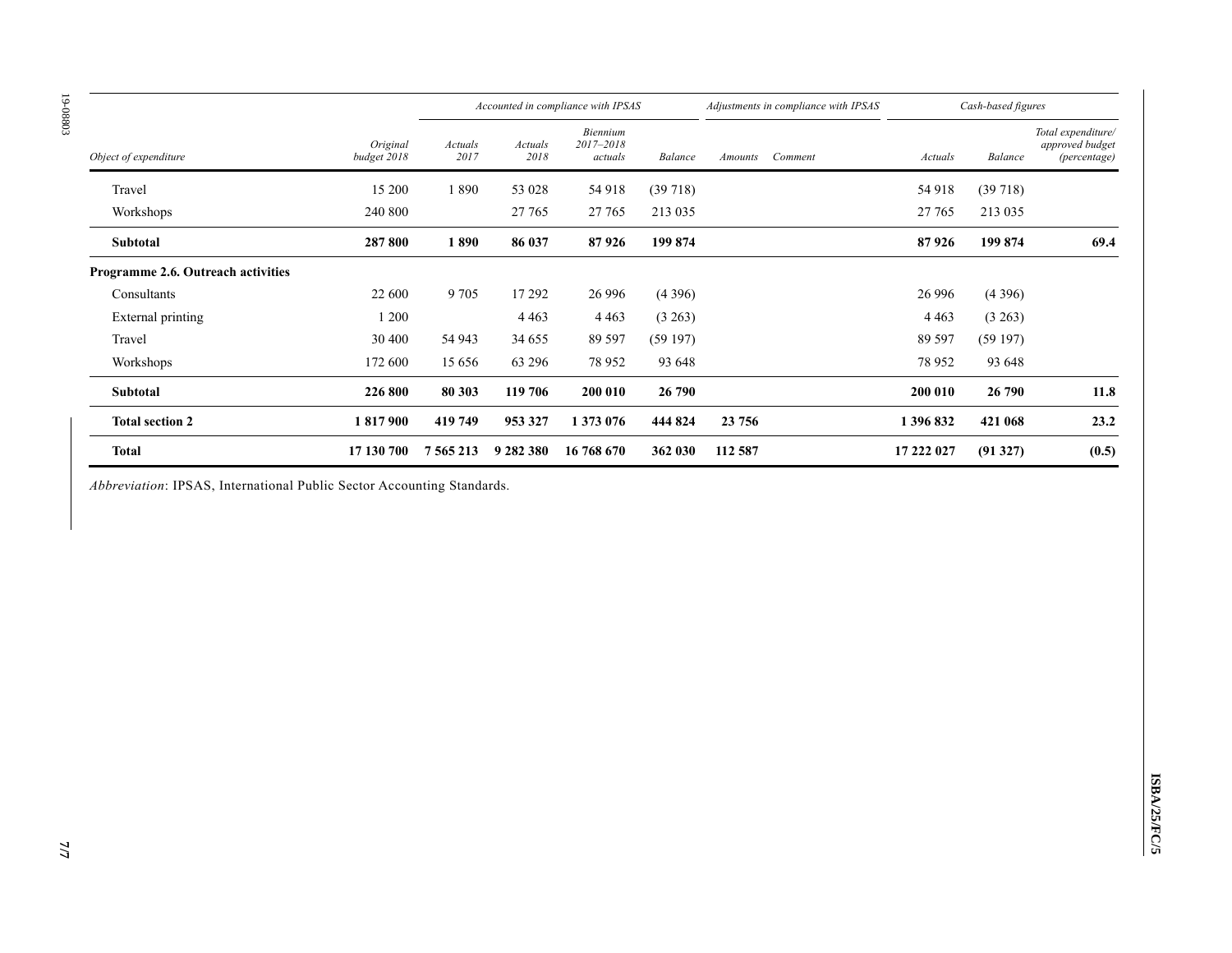| | | Accounted in compliance with IPSAS | | | | Adjustments in compliance with IPSAS | | Cash-based figures | | |
|---|---|---|---|---|---|---|---|---|---|---|
| Object of expenditure | Original budget 2018 | Actuals 2017 | Actuals 2018 | Biennium 2017–2018 actuals | Balance | Amounts | Comment | Actuals | Balance | Total expenditure/ approved budget (percentage) |
| Travel | 15 200 | 1 890 | 53 028 | 54 918 | (39 718) | | | 54 918 | (39 718) | |
| Workshops | 240 800 | | 27 765 | 27 765 | 213 035 | | | 27 765 | 213 035 | |
| **Subtotal** | **287 800** | **1 890** | **86 037** | **87 926** | **199 874** | | | **87 926** | **199 874** | **69.4** |
| **Programme 2.6. Outreach activities** | | | | | | | | | | |
| Consultants | 22 600 | 9 705 | 17 292 | 26 996 | (4 396) | | | 26 996 | (4 396) | |
| External printing | 1 200 | | 4 463 | 4 463 | (3 263) | | | 4 463 | (3 263) | |
| Travel | 30 400 | 54 943 | 34 655 | 89 597 | (59 197) | | | 89 597 | (59 197) | |
| Workshops | 172 600 | 15 656 | 63 296 | 78 952 | 93 648 | | | 78 952 | 93 648 | |
| **Subtotal** | **226 800** | **80 303** | **119 706** | **200 010** | **26 790** | | | **200 010** | **26 790** | **11.8** |
| **Total section 2** | **1 817 900** | **419 749** | **953 327** | **1 373 076** | **444 824** | **23 756** | | **1 396 832** | **421 068** | **23.2** |
| **Total** | **17 130 700** | **7 565 213** | **9 282 380** | **16 768 670** | **362 030** | **112 587** | | **17 222 027** | **(91 327)** | **(0.5)** |

*Abbreviation*: IPSAS, International Public Sector Accounting Standards.